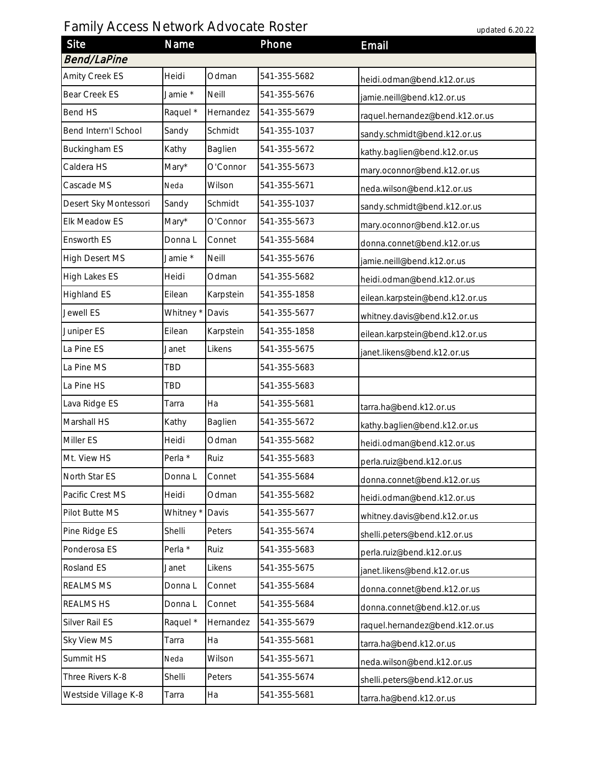# Family Access Network Advocate Roster

updated 6.20.22

| Site | Name | | Phone | Email |
|---|---|---|---|---|
| *Bend/LaPine* | | | | |
| Amity Creek ES | Heidi | Odman | 541-355-5682 | heidi.odman@bend.k12.or.us |
| Bear Creek ES | Jamie * | Neill | 541-355-5676 | jamie.neill@bend.k12.or.us |
| Bend HS | Raquel * | Hernandez | 541-355-5679 | raquel.hernandez@bend.k12.or.us |
| Bend Intern'l School | Sandy | Schmidt | 541-355-1037 | sandy.schmidt@bend.k12.or.us |
| Buckingham ES | Kathy | Baglien | 541-355-5672 | kathy.baglien@bend.k12.or.us |
| Caldera HS | Mary* | O'Connor | 541-355-5673 | mary.oconnor@bend.k12.or.us |
| Cascade MS | Neda | Wilson | 541-355-5671 | neda.wilson@bend.k12.or.us |
| Desert Sky Montessori | Sandy | Schmidt | 541-355-1037 | sandy.schmidt@bend.k12.or.us |
| Elk Meadow ES | Mary* | O'Connor | 541-355-5673 | mary.oconnor@bend.k12.or.us |
| Ensworth ES | Donna L | Connet | 541-355-5684 | donna.connet@bend.k12.or.us |
| High Desert MS | Jamie * | Neill | 541-355-5676 | jamie.neill@bend.k12.or.us |
| High Lakes ES | Heidi | Odman | 541-355-5682 | heidi.odman@bend.k12.or.us |
| Highland ES | Eilean | Karpstein | 541-355-1858 | eilean.karpstein@bend.k12.or.us |
| Jewell ES | Whitney * | Davis | 541-355-5677 | whitney.davis@bend.k12.or.us |
| Juniper ES | Eilean | Karpstein | 541-355-1858 | eilean.karpstein@bend.k12.or.us |
| La Pine ES | Janet | Likens | 541-355-5675 | janet.likens@bend.k12.or.us |
| La Pine MS | TBD | | 541-355-5683 | |
| La Pine HS | TBD | | 541-355-5683 | |
| Lava Ridge ES | Tarra | Ha | 541-355-5681 | tarra.ha@bend.k12.or.us |
| Marshall HS | Kathy | Baglien | 541-355-5672 | kathy.baglien@bend.k12.or.us |
| Miller ES | Heidi | Odman | 541-355-5682 | heidi.odman@bend.k12.or.us |
| Mt. View HS | Perla * | Ruiz | 541-355-5683 | perla.ruiz@bend.k12.or.us |
| North Star ES | Donna L | Connet | 541-355-5684 | donna.connet@bend.k12.or.us |
| Pacific Crest MS | Heidi | Odman | 541-355-5682 | heidi.odman@bend.k12.or.us |
| Pilot Butte MS | Whitney * | Davis | 541-355-5677 | whitney.davis@bend.k12.or.us |
| Pine Ridge ES | Shelli | Peters | 541-355-5674 | shelli.peters@bend.k12.or.us |
| Ponderosa ES | Perla * | Ruiz | 541-355-5683 | perla.ruiz@bend.k12.or.us |
| Rosland ES | Janet | Likens | 541-355-5675 | janet.likens@bend.k12.or.us |
| REALMS MS | Donna L | Connet | 541-355-5684 | donna.connet@bend.k12.or.us |
| REALMS HS | Donna L | Connet | 541-355-5684 | donna.connet@bend.k12.or.us |
| Silver Rail ES | Raquel * | Hernandez | 541-355-5679 | raquel.hernandez@bend.k12.or.us |
| Sky View MS | Tarra | Ha | 541-355-5681 | tarra.ha@bend.k12.or.us |
| Summit HS | Neda | Wilson | 541-355-5671 | neda.wilson@bend.k12.or.us |
| Three Rivers K-8 | Shelli | Peters | 541-355-5674 | shelli.peters@bend.k12.or.us |
| Westside Village K-8 | Tarra | Ha | 541-355-5681 | tarra.ha@bend.k12.or.us |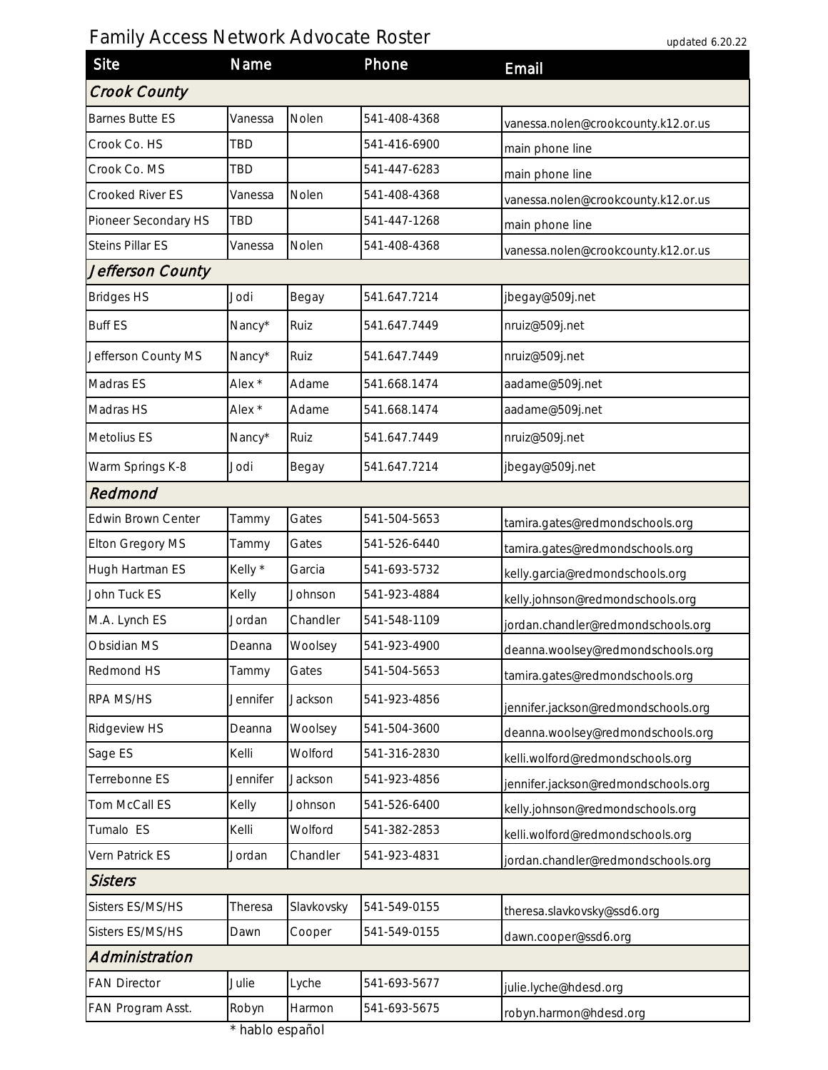# Family Access Network Advocate Roster

updated 6.20.22

| Site | Name | | Phone | Email |
|---|---|---|---|---|
| *Crook County* | | | | |
| Barnes Butte ES | Vanessa | Nolen | 541-408-4368 | vanessa.nolen@crookcounty.k12.or.us |
| Crook Co. HS | TBD | | 541-416-6900 | main phone line |
| Crook Co. MS | TBD | | 541-447-6283 | main phone line |
| Crooked River ES | Vanessa | Nolen | 541-408-4368 | vanessa.nolen@crookcounty.k12.or.us |
| Pioneer Secondary HS | TBD | | 541-447-1268 | main phone line |
| Steins Pillar ES | Vanessa | Nolen | 541-408-4368 | vanessa.nolen@crookcounty.k12.or.us |
| *Jefferson County* | | | | |
| Bridges HS | Jodi | Begay | 541.647.7214 | jbegay@509j.net |
| Buff ES | Nancy* | Ruiz | 541.647.7449 | nruiz@509j.net |
| Jefferson County MS | Nancy* | Ruiz | 541.647.7449 | nruiz@509j.net |
| Madras ES | Alex * | Adame | 541.668.1474 | aadame@509j.net |
| Madras HS | Alex * | Adame | 541.668.1474 | aadame@509j.net |
| Metolius ES | Nancy* | Ruiz | 541.647.7449 | nruiz@509j.net |
| Warm Springs K-8 | Jodi | Begay | 541.647.7214 | jbegay@509j.net |
| *Redmond* | | | | |
| Edwin Brown Center | Tammy | Gates | 541-504-5653 | tamira.gates@redmondschools.org |
| Elton Gregory MS | Tammy | Gates | 541-526-6440 | tamira.gates@redmondschools.org |
| Hugh Hartman ES | Kelly * | Garcia | 541-693-5732 | kelly.garcia@redmondschools.org |
| John Tuck ES | Kelly | Johnson | 541-923-4884 | kelly.johnson@redmondschools.org |
| M.A. Lynch ES | Jordan | Chandler | 541-548-1109 | jordan.chandler@redmondschools.org |
| Obsidian MS | Deanna | Woolsey | 541-923-4900 | deanna.woolsey@redmondschools.org |
| Redmond HS | Tammy | Gates | 541-504-5653 | tamira.gates@redmondschools.org |
| RPA MS/HS | Jennifer | Jackson | 541-923-4856 | jennifer.jackson@redmondschools.org |
| Ridgeview HS | Deanna | Woolsey | 541-504-3600 | deanna.woolsey@redmondschools.org |
| Sage ES | Kelli | Wolford | 541-316-2830 | kelli.wolford@redmondschools.org |
| Terrebonne ES | Jennifer | Jackson | 541-923-4856 | jennifer.jackson@redmondschools.org |
| Tom McCall ES | Kelly | Johnson | 541-526-6400 | kelly.johnson@redmondschools.org |
| Tumalo ES | Kelli | Wolford | 541-382-2853 | kelli.wolford@redmondschools.org |
| Vern Patrick ES | Jordan | Chandler | 541-923-4831 | jordan.chandler@redmondschools.org |
| *Sisters* | | | | |
| Sisters ES/MS/HS | Theresa | Slavkovsky | 541-549-0155 | theresa.slavkovsky@ssd6.org |
| Sisters ES/MS/HS | Dawn | Cooper | 541-549-0155 | dawn.cooper@ssd6.org |
| *Administration* | | | | |
| FAN Director | Julie | Lyche | 541-693-5677 | julie.lyche@hdesd.org |
| FAN Program Asst. | Robyn | Harmon | 541-693-5675 | robyn.harmon@hdesd.org |

* hablo español